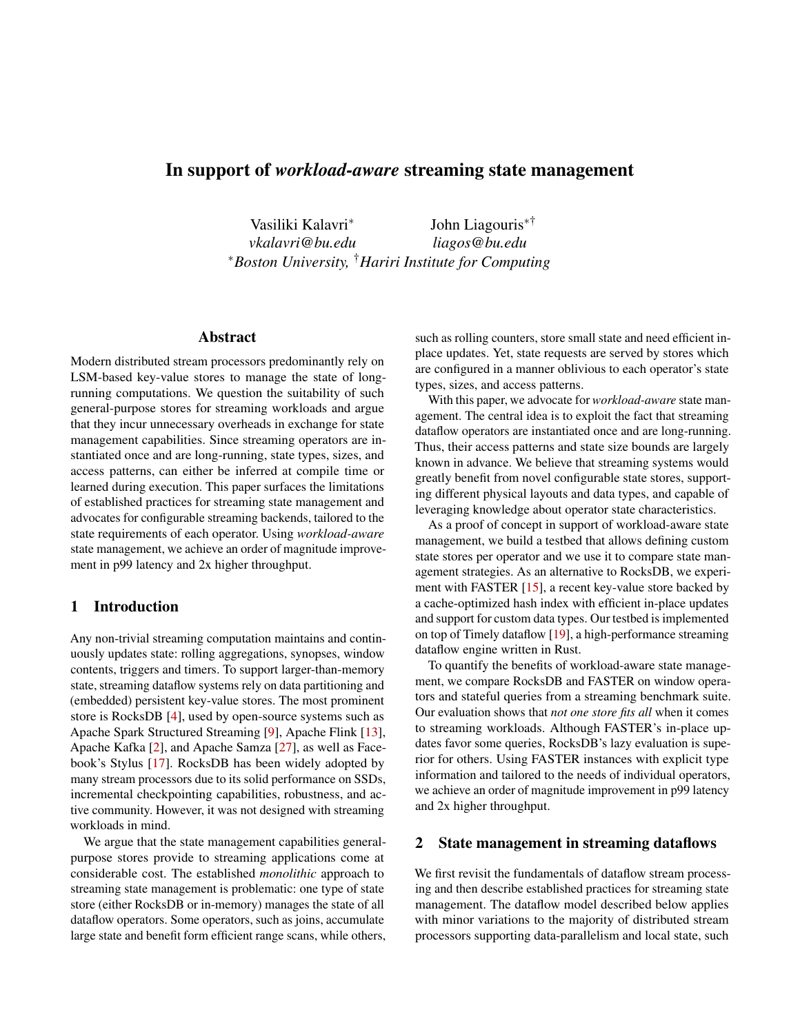# In support of *workload-aware* streaming state management

Vasiliki Kalavri[*]
*vkalavri@bu.edu*

John Liagouris[*†]
*liagos@bu.edu*

[*]*Boston University,* [†]*Hariri Institute for Computing*

## Abstract

Modern distributed stream processors predominantly rely on LSM-based key-value stores to manage the state of long-running computations. We question the suitability of such general-purpose stores for streaming workloads and argue that they incur unnecessary overheads in exchange for state management capabilities. Since streaming operators are instantiated once and are long-running, state types, sizes, and access patterns, can either be inferred at compile time or learned during execution. This paper surfaces the limitations of established practices for streaming state management and advocates for configurable streaming backends, tailored to the state requirements of each operator. Using *workload-aware* state management, we achieve an order of magnitude improvement in p99 latency and 2x higher throughput.

## 1 Introduction

Any non-trivial streaming computation maintains and continuously updates state: rolling aggregations, synopses, window contents, triggers and timers. To support larger-than-memory state, streaming dataflow systems rely on data partitioning and (embedded) persistent key-value stores. The most prominent store is RocksDB [4], used by open-source systems such as Apache Spark Structured Streaming [9], Apache Flink [13], Apache Kafka [2], and Apache Samza [27], as well as Facebook's Stylus [17]. RocksDB has been widely adopted by many stream processors due to its solid performance on SSDs, incremental checkpointing capabilities, robustness, and active community. However, it was not designed with streaming workloads in mind.

We argue that the state management capabilities general-purpose stores provide to streaming applications come at considerable cost. The established *monolithic* approach to streaming state management is problematic: one type of state store (either RocksDB or in-memory) manages the state of all dataflow operators. Some operators, such as joins, accumulate large state and benefit form efficient range scans, while others, such as rolling counters, store small state and need efficient in-place updates. Yet, state requests are served by stores which are configured in a manner oblivious to each operator's state types, sizes, and access patterns.

With this paper, we advocate for *workload-aware* state management. The central idea is to exploit the fact that streaming dataflow operators are instantiated once and are long-running. Thus, their access patterns and state size bounds are largely known in advance. We believe that streaming systems would greatly benefit from novel configurable state stores, supporting different physical layouts and data types, and capable of leveraging knowledge about operator state characteristics.

As a proof of concept in support of workload-aware state management, we build a testbed that allows defining custom state stores per operator and we use it to compare state management strategies. As an alternative to RocksDB, we experiment with FASTER [15], a recent key-value store backed by a cache-optimized hash index with efficient in-place updates and support for custom data types. Our testbed is implemented on top of Timely dataflow [19], a high-performance streaming dataflow engine written in Rust.

To quantify the benefits of workload-aware state management, we compare RocksDB and FASTER on window operators and stateful queries from a streaming benchmark suite. Our evaluation shows that *not one store fits all* when it comes to streaming workloads. Although FASTER's in-place updates favor some queries, RocksDB's lazy evaluation is superior for others. Using FASTER instances with explicit type information and tailored to the needs of individual operators, we achieve an order of magnitude improvement in p99 latency and 2x higher throughput.

## 2 State management in streaming dataflows

We first revisit the fundamentals of dataflow stream processing and then describe established practices for streaming state management. The dataflow model described below applies with minor variations to the majority of distributed stream processors supporting data-parallelism and local state, such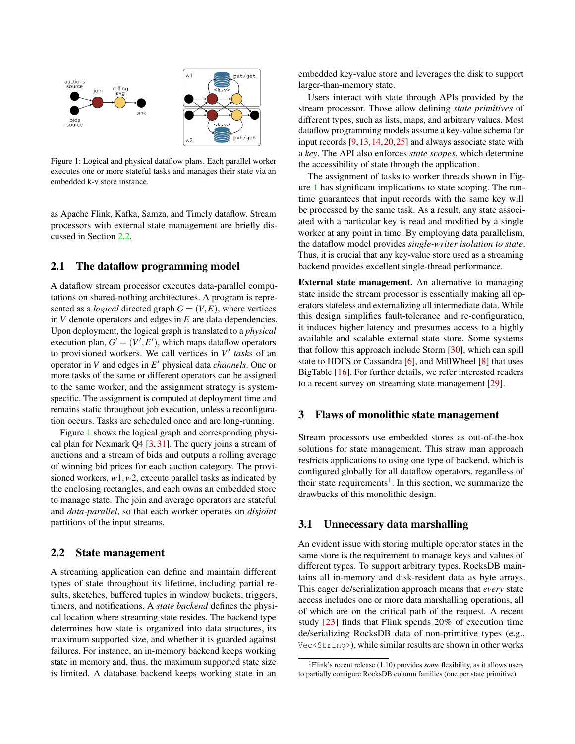Figure 1: Logical and physical dataflow plans. Each parallel worker executes one or more stateful tasks and manages their state via an embedded k-v store instance.

as Apache Flink, Kafka, Samza, and Timely dataflow. Stream processors with external state management are briefly discussed in Section 2.2.

## 2.1 The dataflow programming model

A dataflow stream processor executes data-parallel computations on shared-nothing architectures. A program is represented as a *logical* directed graph $G = (V, E)$, where vertices in $V$ denote operators and edges in $E$ are data dependencies. Upon deployment, the logical graph is translated to a *physical* execution plan, $G' = (V', E')$, which maps dataflow operators to provisioned workers. We call vertices in $V'$ *task*s of an operator in $V$ and edges in $E'$ physical data *channels*. One or more tasks of the same or different operators can be assigned to the same worker, and the assignment strategy is system-specific. The assignment is computed at deployment time and remains static throughout job execution, unless a reconfiguration occurs. Tasks are scheduled once and are long-running.

Figure 1 shows the logical graph and corresponding physical plan for Nexmark Q4 [3, 31]. The query joins a stream of auctions and a stream of bids and outputs a rolling average of winning bid prices for each auction category. The provisioned workers, $w1, w2$, execute parallel tasks as indicated by the enclosing rectangles, and each owns an embedded store to manage state. The join and average operators are stateful and *data-parallel*, so that each worker operates on *disjoint* partitions of the input streams.

## 2.2 State management

A streaming application can define and maintain different types of state throughout its lifetime, including partial results, sketches, buffered tuples in window buckets, triggers, timers, and notifications. A *state backend* defines the physical location where streaming state resides. The backend type determines how state is organized into data structures, its maximum supported size, and whether it is guarded against failures. For instance, an in-memory backend keeps working state in memory and, thus, the maximum supported state size is limited. A database backend keeps working state in an embedded key-value store and leverages the disk to support larger-than-memory state.

Users interact with state through APIs provided by the stream processor. Those allow defining *state primitives* of different types, such as lists, maps, and arbitrary values. Most dataflow programming models assume a key-value schema for input records [9, 13, 14, 20, 25] and always associate state with a *key*. The API also enforces *state scopes*, which determine the accessibility of state through the application.

The assignment of tasks to worker threads shown in Figure 1 has significant implications to state scoping. The runtime guarantees that input records with the same key will be processed by the same task. As a result, any state associated with a particular key is read and modified by a single worker at any point in time. By employing data parallelism, the dataflow model provides *single-writer isolation to state*. Thus, it is crucial that any key-value store used as a streaming backend provides excellent single-thread performance.

**External state management.** An alternative to managing state inside the stream processor is essentially making all operators stateless and externalizing all intermediate data. While this design simplifies fault-tolerance and re-configuration, it induces higher latency and presumes access to a highly available and scalable external state store. Some systems that follow this approach include Storm [30], which can spill state to HDFS or Cassandra [6], and MillWheel [8] that uses BigTable [16]. For further details, we refer interested readers to a recent survey on streaming state management [29].

# 3 Flaws of monolithic state management

Stream processors use embedded stores as out-of-the-box solutions for state management. This straw man approach restricts applications to using one type of backend, which is configured globally for all dataflow operators, regardless of their state requirements[1]. In this section, we summarize the drawbacks of this monolithic design.

## 3.1 Unnecessary data marshalling

An evident issue with storing multiple operator states in the same store is the requirement to manage keys and values of different types. To support arbitrary types, RocksDB maintains all in-memory and disk-resident data as byte arrays. This eager de/serialization approach means that *every* state access includes one or more data marshalling operations, all of which are on the critical path of the request. A recent study [23] finds that Flink spends 20% of execution time de/serializing RocksDB data of non-primitive types (e.g., `Vec<String>`), while similar results are shown in other works

[1] Flink's recent release (1.10) provides *some* flexibility, as it allows users to partially configure RocksDB column families (one per state primitive).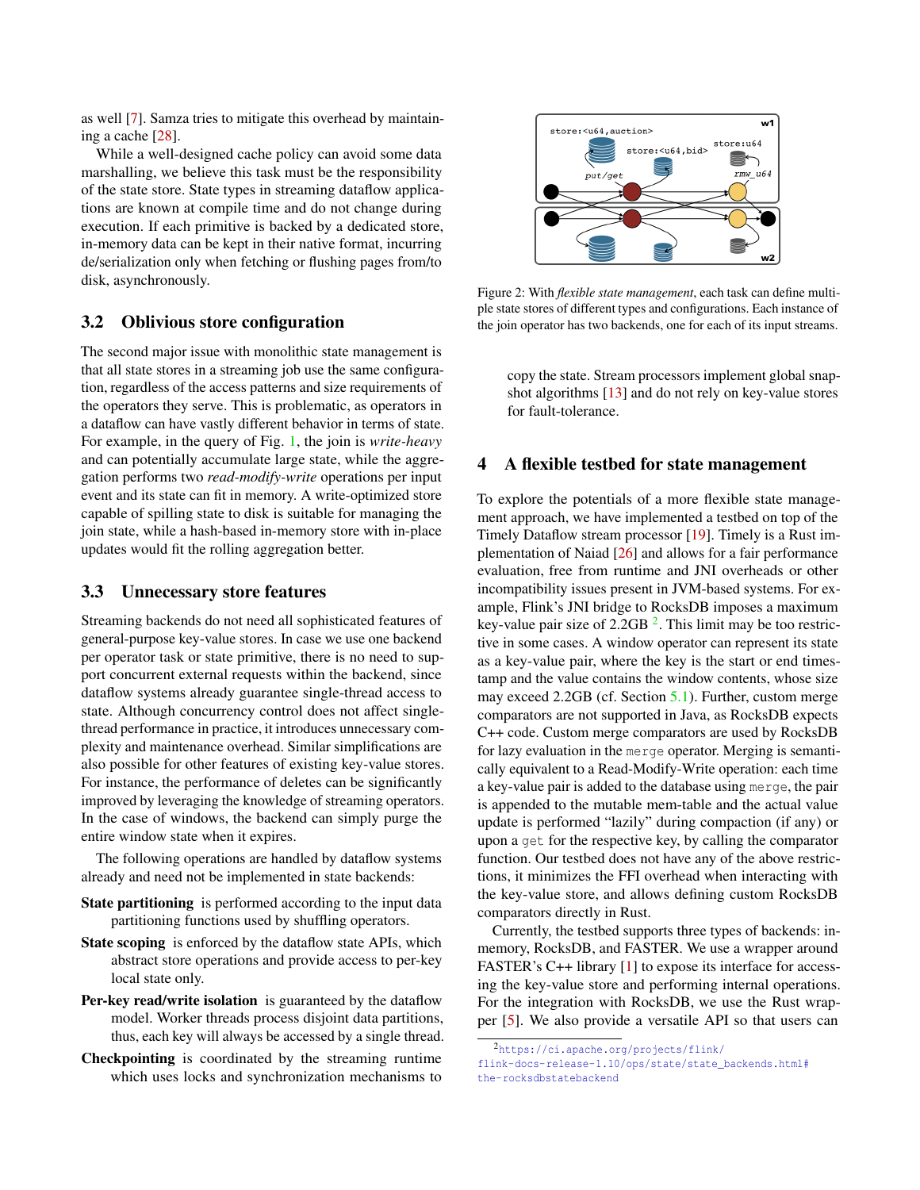as well [7]. Samza tries to mitigate this overhead by maintaining a cache [28].

While a well-designed cache policy can avoid some data marshalling, we believe this task must be the responsibility of the state store. State types in streaming dataflow applications are known at compile time and do not change during execution. If each primitive is backed by a dedicated store, in-memory data can be kept in their native format, incurring de/serialization only when fetching or flushing pages from/to disk, asynchronously.

## 3.2 Oblivious store configuration

The second major issue with monolithic state management is that all state stores in a streaming job use the same configuration, regardless of the access patterns and size requirements of the operators they serve. This is problematic, as operators in a dataflow can have vastly different behavior in terms of state. For example, in the query of Fig. 1, the join is *write-heavy* and can potentially accumulate large state, while the aggregation performs two *read-modify-write* operations per input event and its state can fit in memory. A write-optimized store capable of spilling state to disk is suitable for managing the join state, while a hash-based in-memory store with in-place updates would fit the rolling aggregation better.

## 3.3 Unnecessary store features

Streaming backends do not need all sophisticated features of general-purpose key-value stores. In case we use one backend per operator task or state primitive, there is no need to support concurrent external requests within the backend, since dataflow systems already guarantee single-thread access to state. Although concurrency control does not affect single-thread performance in practice, it introduces unnecessary complexity and maintenance overhead. Similar simplifications are also possible for other features of existing key-value stores. For instance, the performance of deletes can be significantly improved by leveraging the knowledge of streaming operators. In the case of windows, the backend can simply purge the entire window state when it expires.

The following operations are handled by dataflow systems already and need not be implemented in state backends:

**State partitioning** is performed according to the input data partitioning functions used by shuffling operators.

**State scoping** is enforced by the dataflow state APIs, which abstract store operations and provide access to per-key local state only.

**Per-key read/write isolation** is guaranteed by the dataflow model. Worker threads process disjoint data partitions, thus, each key will always be accessed by a single thread.

**Checkpointing** is coordinated by the streaming runtime which uses locks and synchronization mechanisms to copy the state. Stream processors implement global snapshot algorithms [13] and do not rely on key-value stores for fault-tolerance.

Figure 2: With *flexible state management*, each task can define multiple state stores of different types and configurations. Each instance of the join operator has two backends, one for each of its input streams.

## 4 A flexible testbed for state management

To explore the potentials of a more flexible state management approach, we have implemented a testbed on top of the Timely Dataflow stream processor [19]. Timely is a Rust implementation of Naiad [26] and allows for a fair performance evaluation, free from runtime and JNI overheads or other incompatibility issues present in JVM-based systems. For example, Flink's JNI bridge to RocksDB imposes a maximum key-value pair size of 2.2GB [2]. This limit may be too restrictive in some cases. A window operator can represent its state as a key-value pair, where the key is the start or end timestamp and the value contains the window contents, whose size may exceed 2.2GB (cf. Section 5.1). Further, custom merge comparators are not supported in Java, as RocksDB expects C++ code. Custom merge comparators are used by RocksDB for lazy evaluation in the `merge` operator. Merging is semantically equivalent to a Read-Modify-Write operation: each time a key-value pair is added to the database using `merge`, the pair is appended to the mutable mem-table and the actual value update is performed "lazily" during compaction (if any) or upon a `get` for the respective key, by calling the comparator function. Our testbed does not have any of the above restrictions, it minimizes the FFI overhead when interacting with the key-value store, and allows defining custom RocksDB comparators directly in Rust.

Currently, the testbed supports three types of backends: in-memory, RocksDB, and FASTER. We use a wrapper around FASTER's C++ library [1] to expose its interface for accessing the key-value store and performing internal operations. For the integration with RocksDB, we use the Rust wrapper [5]. We also provide a versatile API so that users can

[2] https://ci.apache.org/projects/flink/flink-docs-release-1.10/ops/state/state_backends.html#the-rocksdbstatebackend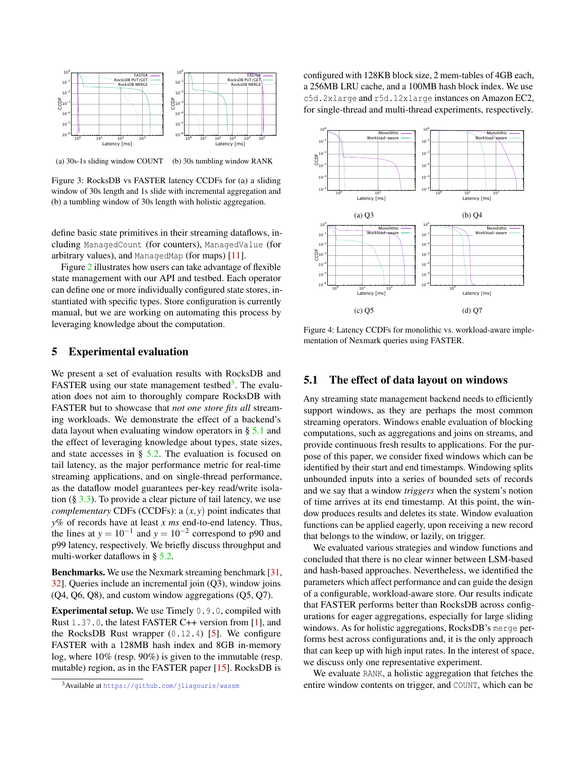(a) 30s-1s sliding window COUNT (b) 30s tumbling window RANK

Figure 3: RocksDB vs FASTER latency CCDFs for (a) a sliding window of 30s length and 1s slide with incremental aggregation and (b) a tumbling window of 30s length with holistic aggregation.

define basic state primitives in their streaming dataflows, including `ManagedCount` (for counters), `ManagedValue` (for arbitrary values), and `ManagedMap` (for maps) [11].

Figure 2 illustrates how users can take advantage of flexible state management with our API and testbed. Each operator can define one or more individually configured state stores, instantiated with specific types. Store configuration is currently manual, but we are working on automating this process by leveraging knowledge about the computation.

## 5 Experimental evaluation

We present a set of evaluation results with RocksDB and FASTER using our state management testbed[3]. The evaluation does not aim to thoroughly compare RocksDB with FASTER but to showcase that *not one store fits all* streaming workloads. We demonstrate the effect of a backend's data layout when evaluating window operators in § 5.1 and the effect of leveraging knowledge about types, state sizes, and state accesses in § 5.2. The evaluation is focused on tail latency, as the major performance metric for real-time streaming applications, and on single-thread performance, as the dataflow model guarantees per-key read/write isolation (§ 3.3). To provide a clear picture of tail latency, we use *complementary* CDFs (CCDFs): a $(x, y)$ point indicates that $y$% of records have at least $x$ *ms* end-to-end latency. Thus, the lines at $y = 10^{-1}$ and $y = 10^{-2}$ correspond to p90 and p99 latency, respectively. We briefly discuss throughput and multi-worker dataflows in § 5.2.

**Benchmarks.** We use the Nexmark streaming benchmark [31, 32]. Queries include an incremental join (Q3), window joins (Q4, Q6, Q8), and custom window aggregations (Q5, Q7).

**Experimental setup.** We use Timely `0.9.0`, compiled with Rust `1.37.0`, the latest FASTER C++ version from [1], and the RocksDB Rust wrapper (`0.12.4`) [5]. We configure FASTER with a 128MB hash index and 8GB in-memory log, where 10% (resp. 90%) is given to the immutable (resp. mutable) region, as in the FASTER paper [15]. RocksDB is configured with 128KB block size, 2 mem-tables of 4GB each, a 256MB LRU cache, and a 100MB hash block index. We use `c5d.2xlarge` and `r5d.12xlarge` instances on Amazon EC2, for single-thread and multi-thread experiments, respectively.

(a) Q3 (b) Q4

(c) Q5 (d) Q7

Figure 4: Latency CCDFs for monolithic vs. workload-aware implementation of Nexmark queries using FASTER.

### 5.1 The effect of data layout on windows

Any streaming state management backend needs to efficiently support windows, as they are perhaps the most common streaming operators. Windows enable evaluation of blocking computations, such as aggregations and joins on streams, and provide continuous fresh results to applications. For the purpose of this paper, we consider fixed windows which can be identified by their start and end timestamps. Windowing splits unbounded inputs into a series of bounded sets of records and we say that a window *triggers* when the system's notion of time arrives at its end timestamp. At this point, the window produces results and deletes its state. Window evaluation functions can be applied eagerly, upon receiving a new record that belongs to the window, or lazily, on trigger.

We evaluated various strategies and window functions and concluded that there is no clear winner between LSM-based and hash-based approaches. Nevertheless, we identified the parameters which affect performance and can guide the design of a configurable, workload-aware store. Our results indicate that FASTER performs better than RocksDB across configurations for eager aggregations, especially for large sliding windows. As for holistic aggregations, RocksDB's `merge` performs best across configurations and, it is the only approach that can keep up with high input rates. In the interest of space, we discuss only one representative experiment.

We evaluate `RANK`, a holistic aggregation that fetches the entire window contents on trigger, and `COUNT`, which can be

[3] Available at https://github.com/jliagouris/wassm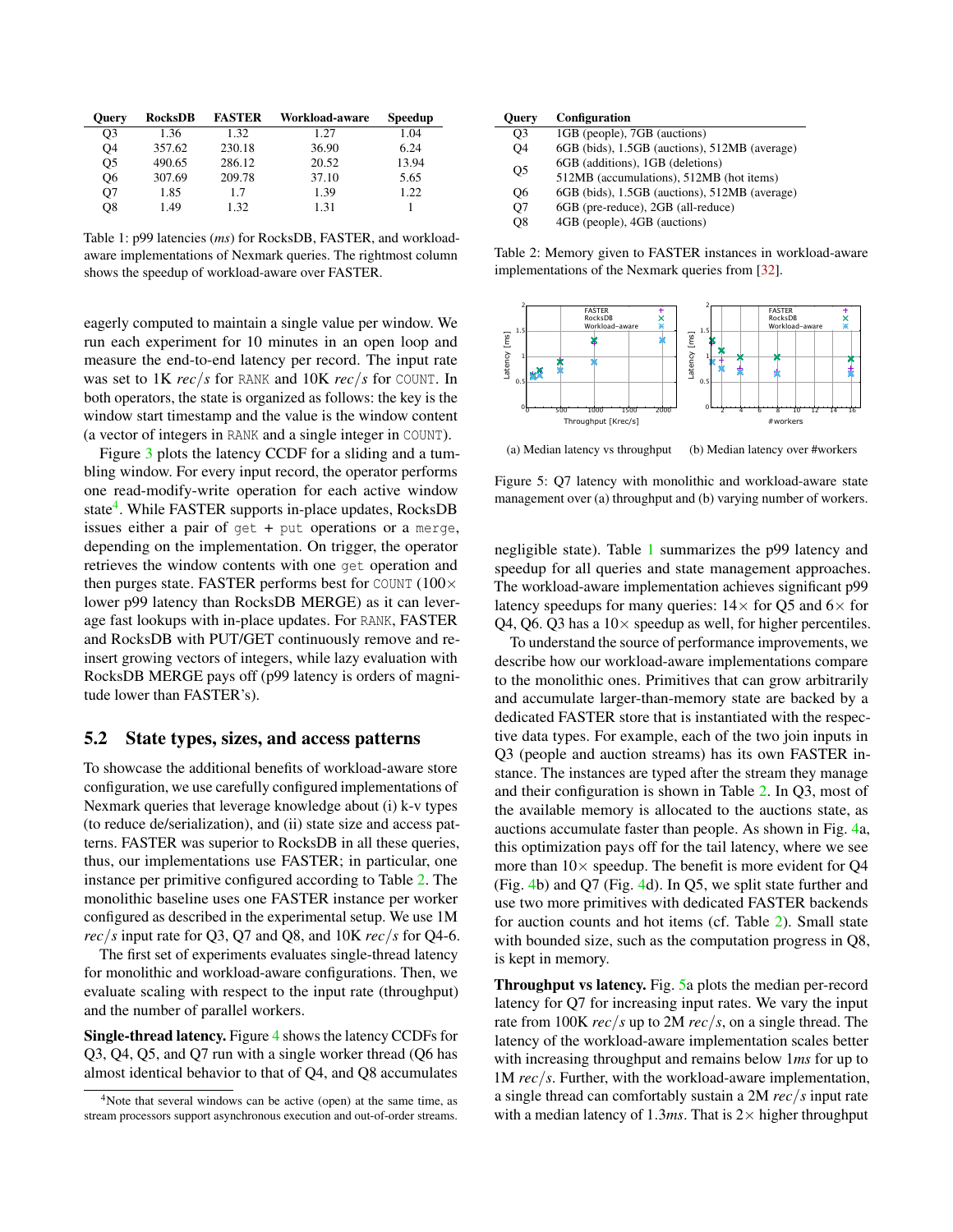| Query | RocksDB | FASTER | Workload-aware | Speedup |
|---|---|---|---|---|
| Q3 | 1.36 | 1.32 | 1.27 | 1.04 |
| Q4 | 357.62 | 230.18 | 36.90 | 6.24 |
| Q5 | 490.65 | 286.12 | 20.52 | 13.94 |
| Q6 | 307.69 | 209.78 | 37.10 | 5.65 |
| Q7 | 1.85 | 1.7 | 1.39 | 1.22 |
| Q8 | 1.49 | 1.32 | 1.31 | 1 |

Table 1: p99 latencies (*ms*) for RocksDB, FASTER, and workload-aware implementations of Nexmark queries. The rightmost column shows the speedup of workload-aware over FASTER.

eagerly computed to maintain a single value per window. We run each experiment for 10 minutes in an open loop and measure the end-to-end latency per record. The input rate was set to 1K *rec/s* for RANK and 10K *rec/s* for COUNT. In both operators, the state is organized as follows: the key is the window start timestamp and the value is the window content (a vector of integers in RANK and a single integer in COUNT).

Figure 3 plots the latency CCDF for a sliding and a tumbling window. For every input record, the operator performs one read-modify-write operation for each active window state[4]. While FASTER supports in-place updates, RocksDB issues either a pair of `get` + `put` operations or a `merge`, depending on the implementation. On trigger, the operator retrieves the window contents with one `get` operation and then purges state. FASTER performs best for COUNT (100× lower p99 latency than RocksDB MERGE) as it can leverage fast lookups with in-place updates. For RANK, FASTER and RocksDB with PUT/GET continuously remove and re-insert growing vectors of integers, while lazy evaluation with RocksDB MERGE pays off (p99 latency is orders of magnitude lower than FASTER's).

## 5.2 State types, sizes, and access patterns

To showcase the additional benefits of workload-aware store configuration, we use carefully configured implementations of Nexmark queries that leverage knowledge about (i) k-v types (to reduce de/serialization), and (ii) state size and access patterns. FASTER was superior to RocksDB in all these queries, thus, our implementations use FASTER; in particular, one instance per primitive configured according to Table 2. The monolithic baseline uses one FASTER instance per worker configured as described in the experimental setup. We use 1M *rec/s* input rate for Q3, Q7 and Q8, and 10K *rec/s* for Q4-6.

The first set of experiments evaluates single-thread latency for monolithic and workload-aware configurations. Then, we evaluate scaling with respect to the input rate (throughput) and the number of parallel workers.

**Single-thread latency.** Figure 4 shows the latency CCDFs for Q3, Q4, Q5, and Q7 run with a single worker thread (Q6 has almost identical behavior to that of Q4, and Q8 accumulates negligible state). Table 1 summarizes the p99 latency and speedup for all queries and state management approaches. The workload-aware implementation achieves significant p99 latency speedups for many queries: 14× for Q5 and 6× for Q4, Q6. Q3 has a 10× speedup as well, for higher percentiles.

[4]Note that several windows can be active (open) at the same time, as stream processors support asynchronous execution and out-of-order streams.

| Query | Configuration |
|---|---|
| Q3 | 1GB (people), 7GB (auctions) |
| Q4 | 6GB (bids), 1.5GB (auctions), 512MB (average) |
| Q5 | 6GB (additions), 1GB (deletions) 512MB (accumulations), 512MB (hot items) |
| Q6 | 6GB (bids), 1.5GB (auctions), 512MB (average) |
| Q7 | 6GB (pre-reduce), 2GB (all-reduce) |
| Q8 | 4GB (people), 4GB (auctions) |

Table 2: Memory given to FASTER instances in workload-aware implementations of the Nexmark queries from [32].

(a) Median latency vs throughput (b) Median latency over #workers

Figure 5: Q7 latency with monolithic and workload-aware state management over (a) throughput and (b) varying number of workers.

To understand the source of performance improvements, we describe how our workload-aware implementations compare to the monolithic ones. Primitives that can grow arbitrarily and accumulate larger-than-memory state are backed by a dedicated FASTER store that is instantiated with the respective data types. For example, each of the two join inputs in Q3 (people and auction streams) has its own FASTER instance. The instances are typed after the stream they manage and their configuration is shown in Table 2. In Q3, most of the available memory is allocated to the auctions state, as auctions accumulate faster than people. As shown in Fig. 4a, this optimization pays off for the tail latency, where we see more than 10× speedup. The benefit is more evident for Q4 (Fig. 4b) and Q7 (Fig. 4d). In Q5, we split state further and use two more primitives with dedicated FASTER backends for auction counts and hot items (cf. Table 2). Small state with bounded size, such as the computation progress in Q8, is kept in memory.

**Throughput vs latency.** Fig. 5a plots the median per-record latency for Q7 for increasing input rates. We vary the input rate from 100K *rec/s* up to 2M *rec/s*, on a single thread. The latency of the workload-aware implementation scales better with increasing throughput and remains below 1*ms* for up to 1M *rec/s*. Further, with the workload-aware implementation, a single thread can comfortably sustain a 2M *rec/s* input rate with a median latency of 1.3*ms*. That is 2× higher throughput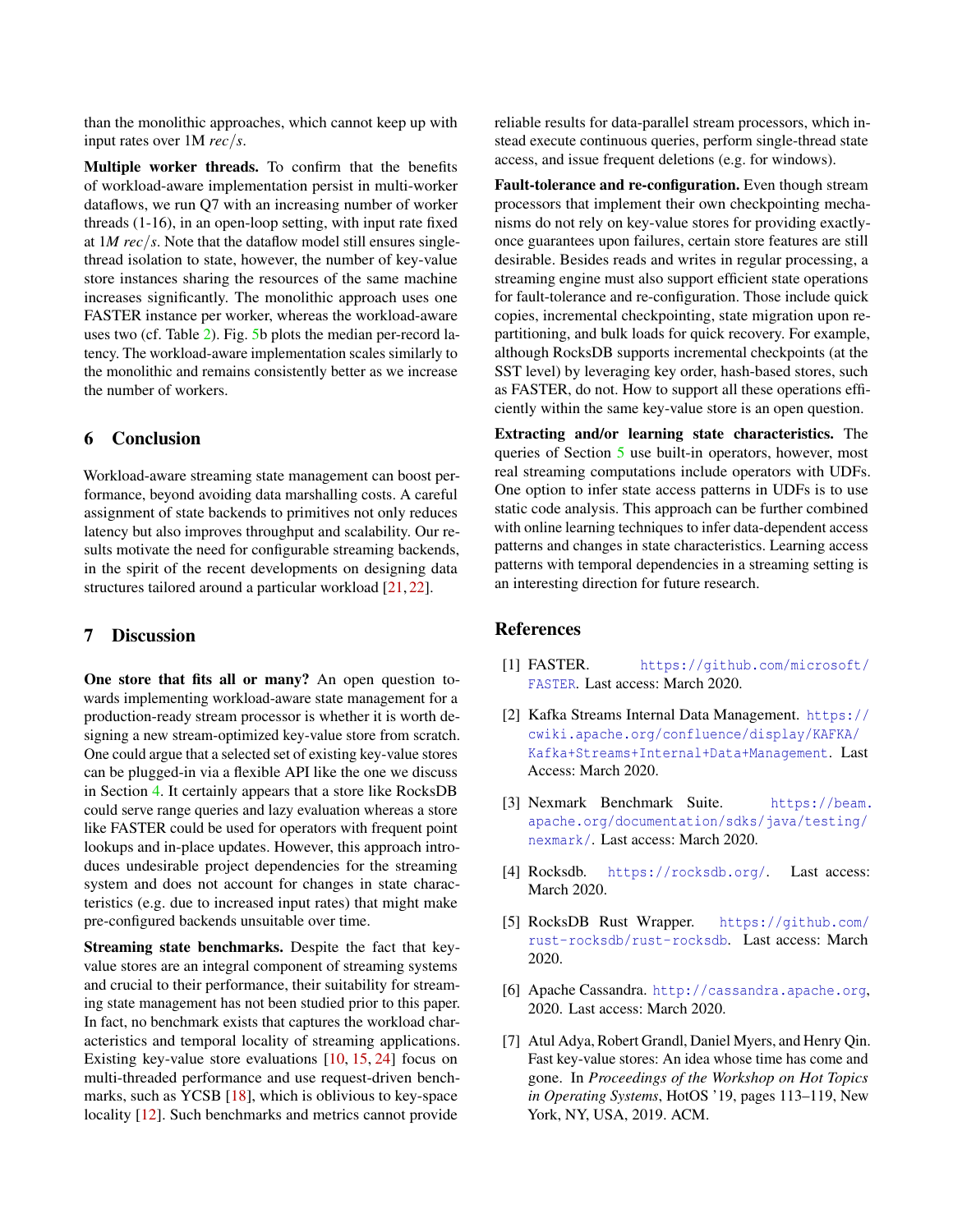than the monolithic approaches, which cannot keep up with input rates over 1M *rec*/*s*.

**Multiple worker threads.** To confirm that the benefits of workload-aware implementation persist in multi-worker dataflows, we run Q7 with an increasing number of worker threads (1-16), in an open-loop setting, with input rate fixed at 1*M rec*/*s*. Note that the dataflow model still ensures single-thread isolation to state, however, the number of key-value store instances sharing the resources of the same machine increases significantly. The monolithic approach uses one FASTER instance per worker, whereas the workload-aware uses two (cf. Table 2). Fig. 5b plots the median per-record latency. The workload-aware implementation scales similarly to the monolithic and remains consistently better as we increase the number of workers.

## 6 Conclusion

Workload-aware streaming state management can boost performance, beyond avoiding data marshalling costs. A careful assignment of state backends to primitives not only reduces latency but also improves throughput and scalability. Our results motivate the need for configurable streaming backends, in the spirit of the recent developments on designing data structures tailored around a particular workload [21, 22].

## 7 Discussion

**One store that fits all or many?** An open question towards implementing workload-aware state management for a production-ready stream processor is whether it is worth designing a new stream-optimized key-value store from scratch. One could argue that a selected set of existing key-value stores can be plugged-in via a flexible API like the one we discuss in Section 4. It certainly appears that a store like RocksDB could serve range queries and lazy evaluation whereas a store like FASTER could be used for operators with frequent point lookups and in-place updates. However, this approach introduces undesirable project dependencies for the streaming system and does not account for changes in state characteristics (e.g. due to increased input rates) that might make pre-configured backends unsuitable over time.

**Streaming state benchmarks.** Despite the fact that key-value stores are an integral component of streaming systems and crucial to their performance, their suitability for streaming state management has not been studied prior to this paper. In fact, no benchmark exists that captures the workload characteristics and temporal locality of streaming applications. Existing key-value store evaluations [10, 15, 24] focus on multi-threaded performance and use request-driven benchmarks, such as YCSB [18], which is oblivious to key-space locality [12]. Such benchmarks and metrics cannot provide reliable results for data-parallel stream processors, which instead execute continuous queries, perform single-thread state access, and issue frequent deletions (e.g. for windows).

**Fault-tolerance and re-configuration.** Even though stream processors that implement their own checkpointing mechanisms do not rely on key-value stores for providing exactly-once guarantees upon failures, certain store features are still desirable. Besides reads and writes in regular processing, a streaming engine must also support efficient state operations for fault-tolerance and re-configuration. Those include quick copies, incremental checkpointing, state migration upon re-partitioning, and bulk loads for quick recovery. For example, although RocksDB supports incremental checkpoints (at the SST level) by leveraging key order, hash-based stores, such as FASTER, do not. How to support all these operations efficiently within the same key-value store is an open question.

**Extracting and/or learning state characteristics.** The queries of Section 5 use built-in operators, however, most real streaming computations include operators with UDFs. One option to infer state access patterns in UDFs is to use static code analysis. This approach can be further combined with online learning techniques to infer data-dependent access patterns and changes in state characteristics. Learning access patterns with temporal dependencies in a streaming setting is an interesting direction for future research.

## References

[1] FASTER. https://github.com/microsoft/FASTER. Last access: March 2020.

[2] Kafka Streams Internal Data Management. https://cwiki.apache.org/confluence/display/KAFKA/Kafka+Streams+Internal+Data+Management. Last Access: March 2020.

[3] Nexmark Benchmark Suite. https://beam.apache.org/documentation/sdks/java/testing/nexmark/. Last access: March 2020.

[4] Rocksdb. https://rocksdb.org/. Last access: March 2020.

[5] RocksDB Rust Wrapper. https://github.com/rust-rocksdb/rust-rocksdb. Last access: March 2020.

[6] Apache Cassandra. http://cassandra.apache.org, 2020. Last access: March 2020.

[7] Atul Adya, Robert Grandl, Daniel Myers, and Henry Qin. Fast key-value stores: An idea whose time has come and gone. In *Proceedings of the Workshop on Hot Topics in Operating Systems*, HotOS '19, pages 113–119, New York, NY, USA, 2019. ACM.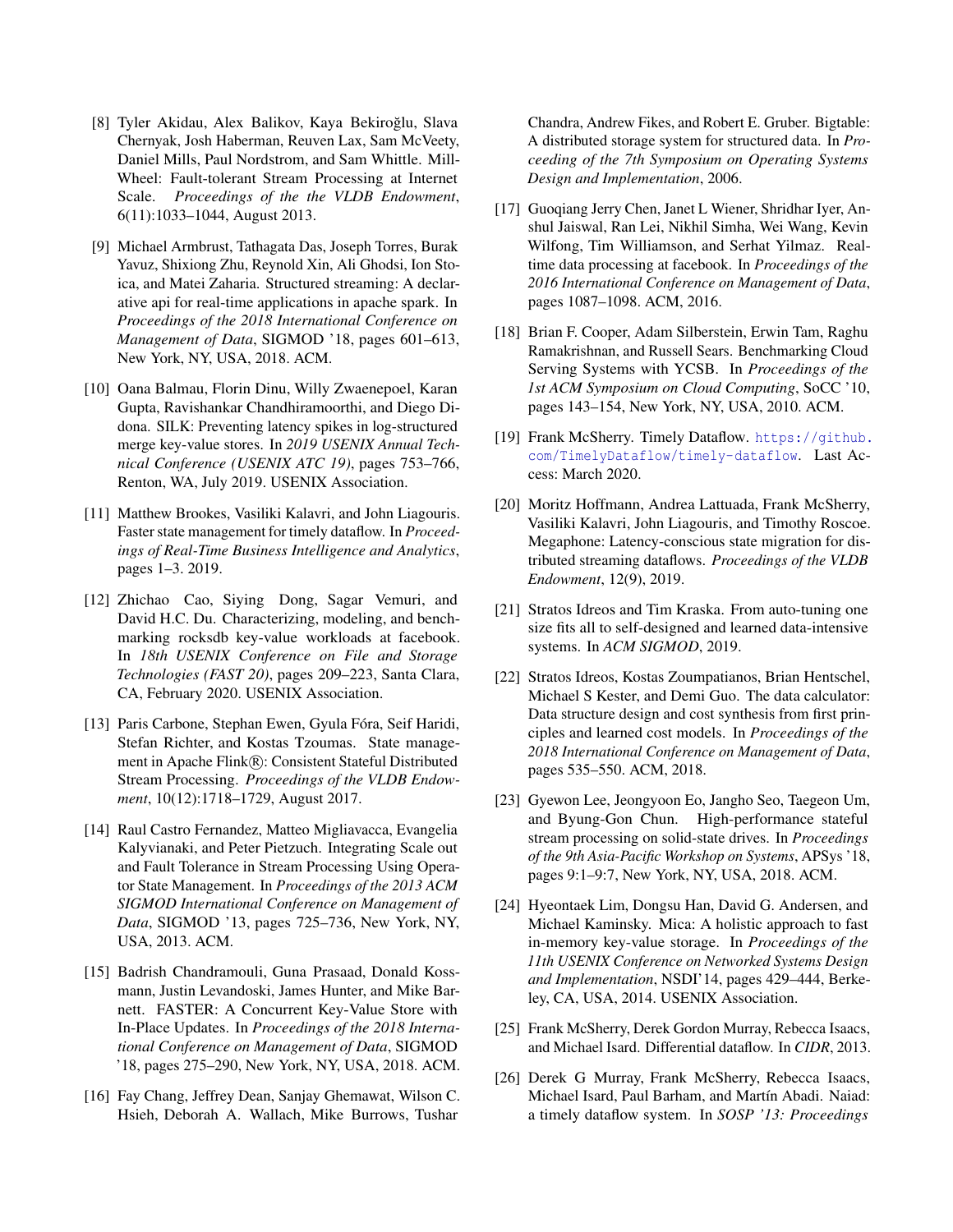[8] Tyler Akidau, Alex Balikov, Kaya Bekiroğlu, Slava Chernyak, Josh Haberman, Reuven Lax, Sam McVeety, Daniel Mills, Paul Nordstrom, and Sam Whittle. MillWheel: Fault-tolerant Stream Processing at Internet Scale. *Proceedings of the the VLDB Endowment*, 6(11):1033–1044, August 2013.

[9] Michael Armbrust, Tathagata Das, Joseph Torres, Burak Yavuz, Shixiong Zhu, Reynold Xin, Ali Ghodsi, Ion Stoica, and Matei Zaharia. Structured streaming: A declarative api for real-time applications in apache spark. In *Proceedings of the 2018 International Conference on Management of Data*, SIGMOD '18, pages 601–613, New York, NY, USA, 2018. ACM.

[10] Oana Balmau, Florin Dinu, Willy Zwaenepoel, Karan Gupta, Ravishankar Chandhiramoorthi, and Diego Didona. SILK: Preventing latency spikes in log-structured merge key-value stores. In *2019 USENIX Annual Technical Conference (USENIX ATC 19)*, pages 753–766, Renton, WA, July 2019. USENIX Association.

[11] Matthew Brookes, Vasiliki Kalavri, and John Liagouris. Faster state management for timely dataflow. In *Proceedings of Real-Time Business Intelligence and Analytics*, pages 1–3. 2019.

[12] Zhichao Cao, Siying Dong, Sagar Vemuri, and David H.C. Du. Characterizing, modeling, and benchmarking rocksdb key-value workloads at facebook. In *18th USENIX Conference on File and Storage Technologies (FAST 20)*, pages 209–223, Santa Clara, CA, February 2020. USENIX Association.

[13] Paris Carbone, Stephan Ewen, Gyula Fóra, Seif Haridi, Stefan Richter, and Kostas Tzoumas. State management in Apache Flink®: Consistent Stateful Distributed Stream Processing. *Proceedings of the VLDB Endowment*, 10(12):1718–1729, August 2017.

[14] Raul Castro Fernandez, Matteo Migliavacca, Evangelia Kalyvianaki, and Peter Pietzuch. Integrating Scale out and Fault Tolerance in Stream Processing Using Operator State Management. In *Proceedings of the 2013 ACM SIGMOD International Conference on Management of Data*, SIGMOD '13, pages 725–736, New York, NY, USA, 2013. ACM.

[15] Badrish Chandramouli, Guna Prasaad, Donald Kossmann, Justin Levandoski, James Hunter, and Mike Barnett. FASTER: A Concurrent Key-Value Store with In-Place Updates. In *Proceedings of the 2018 International Conference on Management of Data*, SIGMOD '18, pages 275–290, New York, NY, USA, 2018. ACM.

[16] Fay Chang, Jeffrey Dean, Sanjay Ghemawat, Wilson C. Hsieh, Deborah A. Wallach, Mike Burrows, Tushar Chandra, Andrew Fikes, and Robert E. Gruber. Bigtable: A distributed storage system for structured data. In *Proceeding of the 7th Symposium on Operating Systems Design and Implementation*, 2006.

[17] Guoqiang Jerry Chen, Janet L Wiener, Shridhar Iyer, Anshul Jaiswal, Ran Lei, Nikhil Simha, Wei Wang, Kevin Wilfong, Tim Williamson, and Serhat Yilmaz. Realtime data processing at facebook. In *Proceedings of the 2016 International Conference on Management of Data*, pages 1087–1098. ACM, 2016.

[18] Brian F. Cooper, Adam Silberstein, Erwin Tam, Raghu Ramakrishnan, and Russell Sears. Benchmarking Cloud Serving Systems with YCSB. In *Proceedings of the 1st ACM Symposium on Cloud Computing*, SoCC '10, pages 143–154, New York, NY, USA, 2010. ACM.

[19] Frank McSherry. Timely Dataflow. https://github.com/TimelyDataflow/timely-dataflow. Last Access: March 2020.

[20] Moritz Hoffmann, Andrea Lattuada, Frank McSherry, Vasiliki Kalavri, John Liagouris, and Timothy Roscoe. Megaphone: Latency-conscious state migration for distributed streaming dataflows. *Proceedings of the VLDB Endowment*, 12(9), 2019.

[21] Stratos Idreos and Tim Kraska. From auto-tuning one size fits all to self-designed and learned data-intensive systems. In *ACM SIGMOD*, 2019.

[22] Stratos Idreos, Kostas Zoumpatianos, Brian Hentschel, Michael S Kester, and Demi Guo. The data calculator: Data structure design and cost synthesis from first principles and learned cost models. In *Proceedings of the 2018 International Conference on Management of Data*, pages 535–550. ACM, 2018.

[23] Gyewon Lee, Jeongyoon Eo, Jangho Seo, Taegeon Um, and Byung-Gon Chun. High-performance stateful stream processing on solid-state drives. In *Proceedings of the 9th Asia-Pacific Workshop on Systems*, APSys '18, pages 9:1–9:7, New York, NY, USA, 2018. ACM.

[24] Hyeontaek Lim, Dongsu Han, David G. Andersen, and Michael Kaminsky. Mica: A holistic approach to fast in-memory key-value storage. In *Proceedings of the 11th USENIX Conference on Networked Systems Design and Implementation*, NSDI'14, pages 429–444, Berkeley, CA, USA, 2014. USENIX Association.

[25] Frank McSherry, Derek Gordon Murray, Rebecca Isaacs, and Michael Isard. Differential dataflow. In *CIDR*, 2013.

[26] Derek G Murray, Frank McSherry, Rebecca Isaacs, Michael Isard, Paul Barham, and Martín Abadi. Naiad: a timely dataflow system. In *SOSP '13: Proceedings*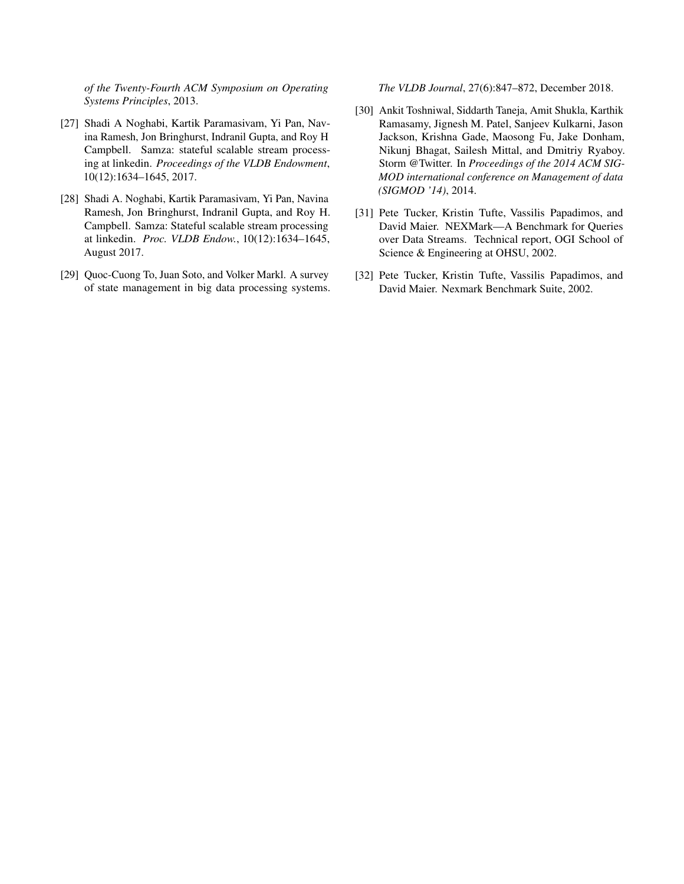*of the Twenty-Fourth ACM Symposium on Operating Systems Principles*, 2013.

[27] Shadi A Noghabi, Kartik Paramasivam, Yi Pan, Navina Ramesh, Jon Bringhurst, Indranil Gupta, and Roy H Campbell. Samza: stateful scalable stream processing at linkedin. *Proceedings of the VLDB Endowment*, 10(12):1634–1645, 2017.

[28] Shadi A. Noghabi, Kartik Paramasivam, Yi Pan, Navina Ramesh, Jon Bringhurst, Indranil Gupta, and Roy H. Campbell. Samza: Stateful scalable stream processing at linkedin. *Proc. VLDB Endow.*, 10(12):1634–1645, August 2017.

[29] Quoc-Cuong To, Juan Soto, and Volker Markl. A survey of state management in big data processing systems. *The VLDB Journal*, 27(6):847–872, December 2018.

[30] Ankit Toshniwal, Siddarth Taneja, Amit Shukla, Karthik Ramasamy, Jignesh M. Patel, Sanjeev Kulkarni, Jason Jackson, Krishna Gade, Maosong Fu, Jake Donham, Nikunj Bhagat, Sailesh Mittal, and Dmitriy Ryaboy. Storm @Twitter. In *Proceedings of the 2014 ACM SIGMOD international conference on Management of data (SIGMOD '14)*, 2014.

[31] Pete Tucker, Kristin Tufte, Vassilis Papadimos, and David Maier. NEXMark—A Benchmark for Queries over Data Streams. Technical report, OGI School of Science & Engineering at OHSU, 2002.

[32] Pete Tucker, Kristin Tufte, Vassilis Papadimos, and David Maier. Nexmark Benchmark Suite, 2002.